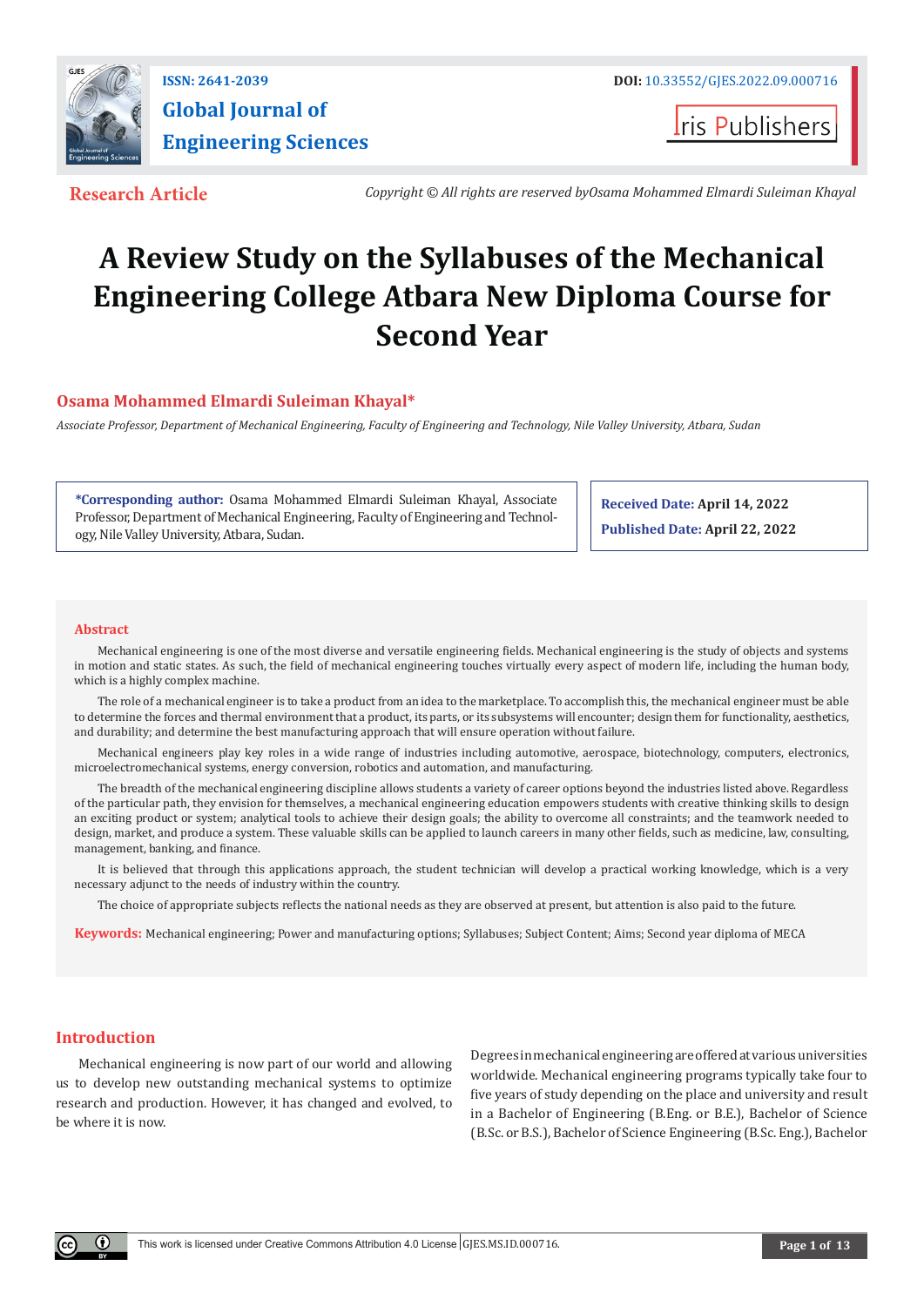ISSN: 2641-2039

**Global Journal of Engineering Sciences**

DOI: 10.33552/GJES.2022.09.000716

Iris Publishers

**Research Article**

*Copyright © All rights are reserved byOsama Mohammed Elmardi Suleiman Khayal*

# A Review Study on the Syllabuses of the Mechanical Engineering College Atbara New Diploma Course for Second Year

**Osama Mohammed Elmardi Suleiman Khayal***

*Associate Professor, Department of Mechanical Engineering, Faculty of Engineering and Technology, Nile Valley University, Atbara, Sudan*

**\*Corresponding author:** Osama Mohammed Elmardi Suleiman Khayal, Associate Professor, Department of Mechanical Engineering, Faculty of Engineering and Technology, Nile Valley University, Atbara, Sudan.

**Received Date:** April 14, 2022

**Published Date:** April 22, 2022

## Abstract

Mechanical engineering is one of the most diverse and versatile engineering fields. Mechanical engineering is the study of objects and systems in motion and static states. As such, the field of mechanical engineering touches virtually every aspect of modern life, including the human body, which is a highly complex machine.

The role of a mechanical engineer is to take a product from an idea to the marketplace. To accomplish this, the mechanical engineer must be able to determine the forces and thermal environment that a product, its parts, or its subsystems will encounter; design them for functionality, aesthetics, and durability; and determine the best manufacturing approach that will ensure operation without failure.

Mechanical engineers play key roles in a wide range of industries including automotive, aerospace, biotechnology, computers, electronics, microelectromechanical systems, energy conversion, robotics and automation, and manufacturing.

The breadth of the mechanical engineering discipline allows students a variety of career options beyond the industries listed above. Regardless of the particular path, they envision for themselves, a mechanical engineering education empowers students with creative thinking skills to design an exciting product or system; analytical tools to achieve their design goals; the ability to overcome all constraints; and the teamwork needed to design, market, and produce a system. These valuable skills can be applied to launch careers in many other fields, such as medicine, law, consulting, management, banking, and finance.

It is believed that through this applications approach, the student technician will develop a practical working knowledge, which is a very necessary adjunct to the needs of industry within the country.

The choice of appropriate subjects reflects the national needs as they are observed at present, but attention is also paid to the future.

**Keywords:** Mechanical engineering; Power and manufacturing options; Syllabuses; Subject Content; Aims; Second year diploma of MECA

## Introduction

Mechanical engineering is now part of our world and allowing us to develop new outstanding mechanical systems to optimize research and production. However, it has changed and evolved, to be where it is now.

Degrees in mechanical engineering are offered at various universities worldwide. Mechanical engineering programs typically take four to five years of study depending on the place and university and result in a Bachelor of Engineering (B.Eng. or B.E.), Bachelor of Science (B.Sc. or B.S.), Bachelor of Science Engineering (B.Sc. Eng.), Bachelor

This work is licensed under Creative Commons Attribution 4.0 License | GJES.MS.ID.000716.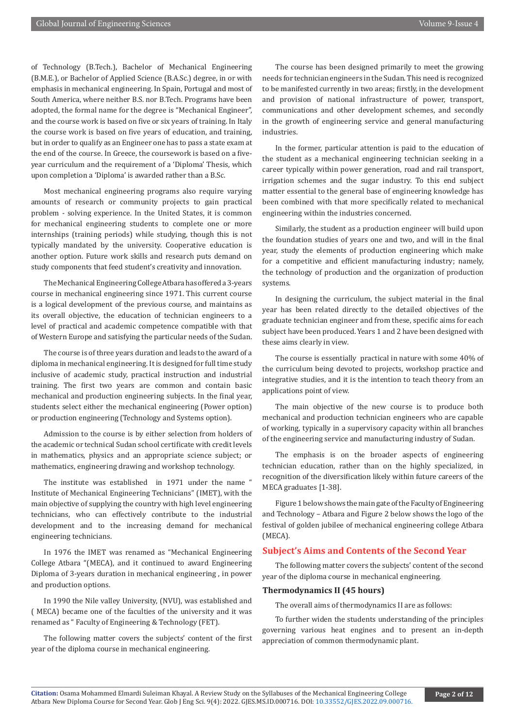of Technology (B.Tech.), Bachelor of Mechanical Engineering (B.M.E.), or Bachelor of Applied Science (B.A.Sc.) degree, in or with emphasis in mechanical engineering. In Spain, Portugal and most of South America, where neither B.S. nor B.Tech. Programs have been adopted, the formal name for the degree is "Mechanical Engineer", and the course work is based on five or six years of training. In Italy the course work is based on five years of education, and training, but in order to qualify as an Engineer one has to pass a state exam at the end of the course. In Greece, the coursework is based on a five-year curriculum and the requirement of a 'Diploma' Thesis, which upon completion a 'Diploma' is awarded rather than a B.Sc.

Most mechanical engineering programs also require varying amounts of research or community projects to gain practical problem - solving experience. In the United States, it is common for mechanical engineering students to complete one or more internships (training periods) while studying, though this is not typically mandated by the university. Cooperative education is another option. Future work skills and research puts demand on study components that feed student's creativity and innovation.

The Mechanical Engineering College Atbara has offered a 3-years course in mechanical engineering since 1971. This current course is a logical development of the previous course, and maintains as its overall objective, the education of technician engineers to a level of practical and academic competence compatible with that of Western Europe and satisfying the particular needs of the Sudan.

The course is of three years duration and leads to the award of a diploma in mechanical engineering. It is designed for full time study inclusive of academic study, practical instruction and industrial training. The first two years are common and contain basic mechanical and production engineering subjects. In the final year, students select either the mechanical engineering (Power option) or production engineering (Technology and Systems option).

Admission to the course is by either selection from holders of the academic or technical Sudan school certificate with credit levels in mathematics, physics and an appropriate science subject; or mathematics, engineering drawing and workshop technology.

The institute was established in 1971 under the name " Institute of Mechanical Engineering Technicians" (IMET), with the main objective of supplying the country with high level engineering technicians, who can effectively contribute to the industrial development and to the increasing demand for mechanical engineering technicians.

In 1976 the IMET was renamed as "Mechanical Engineering College Atbara "(MECA), and it continued to award Engineering Diploma of 3-years duration in mechanical engineering , in power and production options.

In 1990 the Nile valley University, (NVU), was established and ( MECA) became one of the faculties of the university and it was renamed as " Faculty of Engineering & Technology (FET).

The following matter covers the subjects' content of the first year of the diploma course in mechanical engineering.

The course has been designed primarily to meet the growing needs for technician engineers in the Sudan. This need is recognized to be manifested currently in two areas; firstly, in the development and provision of national infrastructure of power, transport, communications and other development schemes, and secondly in the growth of engineering service and general manufacturing industries.

In the former, particular attention is paid to the education of the student as a mechanical engineering technician seeking in a career typically within power generation, road and rail transport, irrigation schemes and the sugar industry. To this end subject matter essential to the general base of engineering knowledge has been combined with that more specifically related to mechanical engineering within the industries concerned.

Similarly, the student as a production engineer will build upon the foundation studies of years one and two, and will in the final year, study the elements of production engineering which make for a competitive and efficient manufacturing industry; namely, the technology of production and the organization of production systems.

In designing the curriculum, the subject material in the final year has been related directly to the detailed objectives of the graduate technician engineer and from these, specific aims for each subject have been produced. Years 1 and 2 have been designed with these aims clearly in view.

The course is essentially practical in nature with some 40% of the curriculum being devoted to projects, workshop practice and integrative studies, and it is the intention to teach theory from an applications point of view.

The main objective of the new course is to produce both mechanical and production technician engineers who are capable of working, typically in a supervisory capacity within all branches of the engineering service and manufacturing industry of Sudan.

The emphasis is on the broader aspects of engineering technician education, rather than on the highly specialized, in recognition of the diversification likely within future careers of the MECA graduates [1-38].

Figure 1 below shows the main gate of the Faculty of Engineering and Technology – Atbara and Figure 2 below shows the logo of the festival of golden jubilee of mechanical engineering college Atbara (MECA).

## Subject's Aims and Contents of the Second Year

The following matter covers the subjects' content of the second year of the diploma course in mechanical engineering.

### Thermodynamics II (45 hours)

The overall aims of thermodynamics II are as follows:

To further widen the students understanding of the principles governing various heat engines and to present an in-depth appreciation of common thermodynamic plant.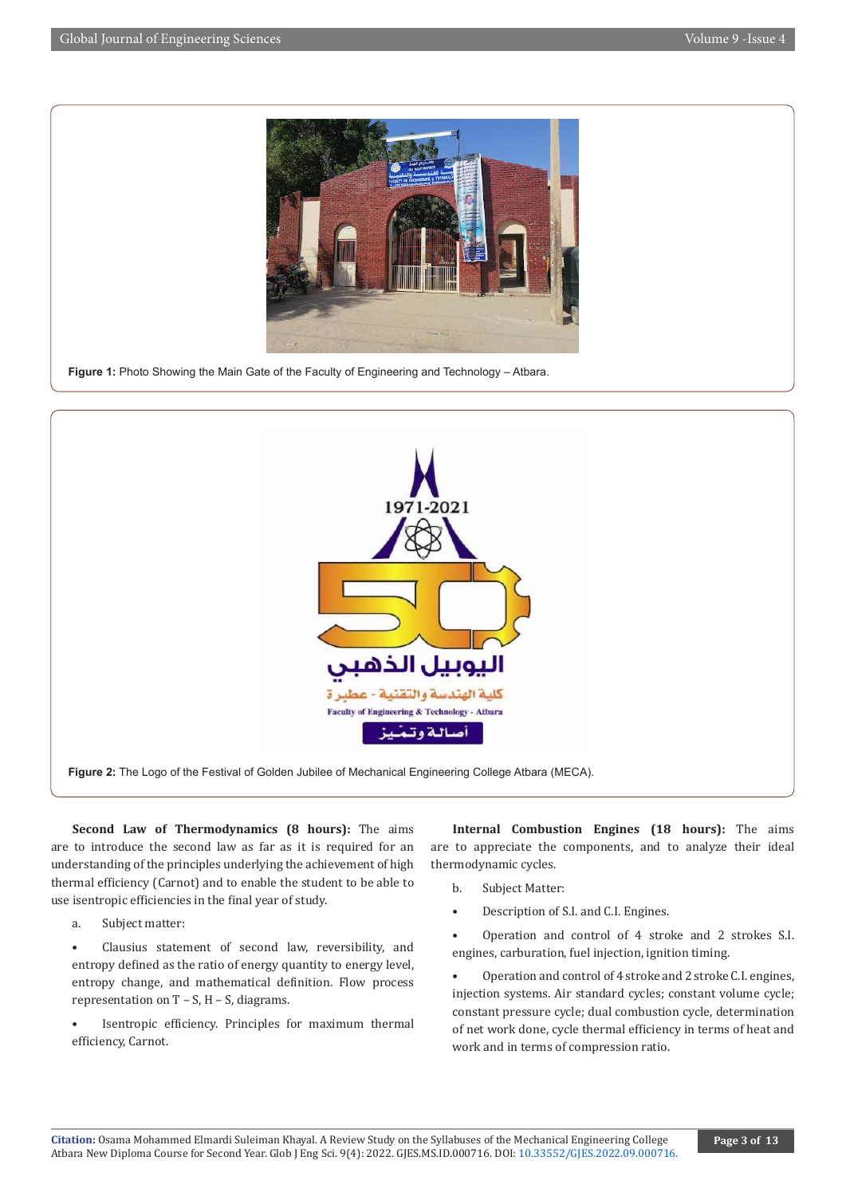Figure 1: Photo Showing the Main Gate of the Faculty of Engineering and Technology – Atbara.

Figure 2: The Logo of the Festival of Golden Jubilee of Mechanical Engineering College Atbara (MECA).

**Second Law of Thermodynamics (8 hours):** The aims are to introduce the second law as far as it is required for an understanding of the principles underlying the achievement of high thermal efficiency (Carnot) and to enable the student to be able to use isentropic efficiencies in the final year of study.

a. Subject matter:

- Clausius statement of second law, reversibility, and entropy defined as the ratio of energy quantity to energy level, entropy change, and mathematical definition. Flow process representation on T – S, H – S, diagrams.

- Isentropic efficiency. Principles for maximum thermal efficiency, Carnot.

**Internal Combustion Engines (18 hours):** The aims are to appreciate the components, and to analyze their ideal thermodynamic cycles.

b. Subject Matter:

- Description of S.I. and C.I. Engines.

- Operation and control of 4 stroke and 2 strokes S.I. engines, carburation, fuel injection, ignition timing.

- Operation and control of 4 stroke and 2 stroke C.I. engines, injection systems. Air standard cycles; constant volume cycle; constant pressure cycle; dual combustion cycle, determination of net work done, cycle thermal efficiency in terms of heat and work and in terms of compression ratio.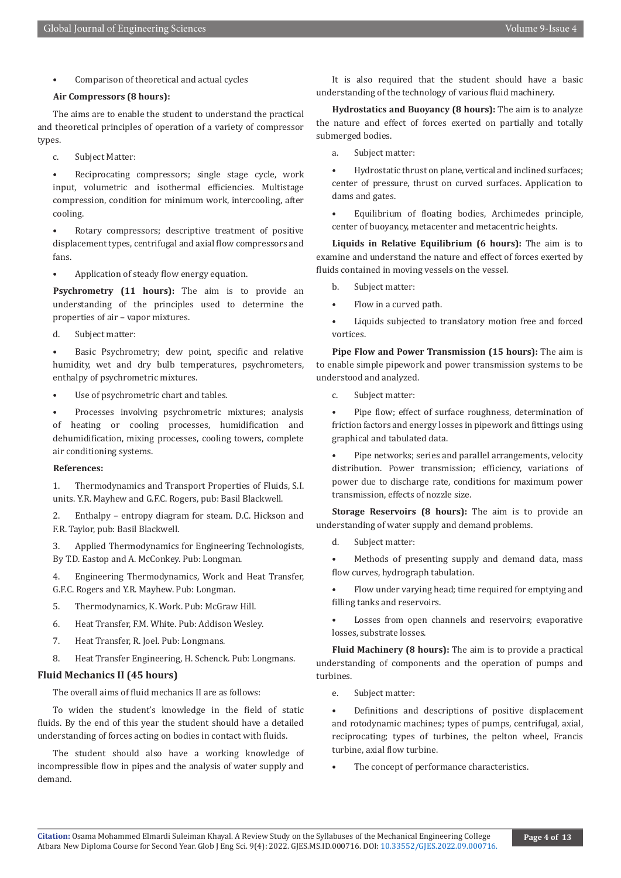- Comparison of theoretical and actual cycles

**Air Compressors (8 hours):**

The aims are to enable the student to understand the practical and theoretical principles of operation of a variety of compressor types.

c. Subject Matter:

- Reciprocating compressors; single stage cycle, work input, volumetric and isothermal efficiencies. Multistage compression, condition for minimum work, intercooling, after cooling.
- Rotary compressors; descriptive treatment of positive displacement types, centrifugal and axial flow compressors and fans.
- Application of steady flow energy equation.

**Psychrometry (11 hours):** The aim is to provide an understanding of the principles used to determine the properties of air – vapor mixtures.

d. Subject matter:

- Basic Psychrometry; dew point, specific and relative humidity, wet and dry bulb temperatures, psychrometers, enthalpy of psychrometric mixtures.
- Use of psychrometric chart and tables.
- Processes involving psychrometric mixtures; analysis of heating or cooling processes, humidification and dehumidification, mixing processes, cooling towers, complete air conditioning systems.

**References:**

1. Thermodynamics and Transport Properties of Fluids, S.I. units. Y.R. Mayhew and G.F.C. Rogers, pub: Basil Blackwell.
2. Enthalpy – entropy diagram for steam. D.C. Hickson and F.R. Taylor, pub: Basil Blackwell.
3. Applied Thermodynamics for Engineering Technologists, By T.D. Eastop and A. McConkey. Pub: Longman.
4. Engineering Thermodynamics, Work and Heat Transfer, G.F.C. Rogers and Y.R. Mayhew. Pub: Longman.
5. Thermodynamics, K. Work. Pub: McGraw Hill.
6. Heat Transfer, F.M. White. Pub: Addison Wesley.
7. Heat Transfer, R. Joel. Pub: Longmans.
8. Heat Transfer Engineering, H. Schenck. Pub: Longmans.

## Fluid Mechanics II (45 hours)

The overall aims of fluid mechanics II are as follows:

To widen the student's knowledge in the field of static fluids. By the end of this year the student should have a detailed understanding of forces acting on bodies in contact with fluids.

The student should also have a working knowledge of incompressible flow in pipes and the analysis of water supply and demand.

It is also required that the student should have a basic understanding of the technology of various fluid machinery.

**Hydrostatics and Buoyancy (8 hours):** The aim is to analyze the nature and effect of forces exerted on partially and totally submerged bodies.

a. Subject matter:

- Hydrostatic thrust on plane, vertical and inclined surfaces; center of pressure, thrust on curved surfaces. Application to dams and gates.
- Equilibrium of floating bodies, Archimedes principle, center of buoyancy, metacenter and metacentric heights.

**Liquids in Relative Equilibrium (6 hours):** The aim is to examine and understand the nature and effect of forces exerted by fluids contained in moving vessels on the vessel.

b. Subject matter:

- Flow in a curved path.
- Liquids subjected to translatory motion free and forced vortices.

**Pipe Flow and Power Transmission (15 hours):** The aim is to enable simple pipework and power transmission systems to be understood and analyzed.

c. Subject matter:

- Pipe flow; effect of surface roughness, determination of friction factors and energy losses in pipework and fittings using graphical and tabulated data.
- Pipe networks; series and parallel arrangements, velocity distribution. Power transmission; efficiency, variations of power due to discharge rate, conditions for maximum power transmission, effects of nozzle size.

**Storage Reservoirs (8 hours):** The aim is to provide an understanding of water supply and demand problems.

d. Subject matter:

- Methods of presenting supply and demand data, mass flow curves, hydrograph tabulation.
- Flow under varying head; time required for emptying and filling tanks and reservoirs.
- Losses from open channels and reservoirs; evaporative losses, substrate losses.

**Fluid Machinery (8 hours):** The aim is to provide a practical understanding of components and the operation of pumps and turbines.

e. Subject matter:

- Definitions and descriptions of positive displacement and rotodynamic machines; types of pumps, centrifugal, axial, reciprocating; types of turbines, the pelton wheel, Francis turbine, axial flow turbine.
- The concept of performance characteristics.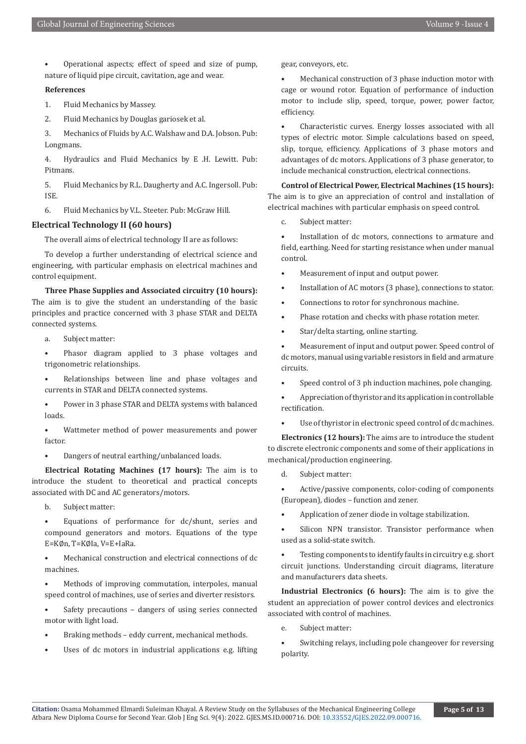- Operational aspects; effect of speed and size of pump, nature of liquid pipe circuit, cavitation, age and wear.

**References**

1. Fluid Mechanics by Massey.
2. Fluid Mechanics by Douglas gariosek et al.
3. Mechanics of Fluids by A.C. Walshaw and D.A. Jobson. Pub: Longmans.
4. Hydraulics and Fluid Mechanics by E .H. Lewitt. Pub: Pitmans.
5. Fluid Mechanics by R.L. Daugherty and A.C. Ingersoll. Pub: ISE.
6. Fluid Mechanics by V.L. Steeter. Pub: McGraw Hill.

## Electrical Technology II (60 hours)

The overall aims of electrical technology II are as follows:

To develop a further understanding of electrical science and engineering, with particular emphasis on electrical machines and control equipment.

**Three Phase Supplies and Associated circuitry (10 hours):** The aim is to give the student an understanding of the basic principles and practice concerned with 3 phase STAR and DELTA connected systems.

a. Subject matter:

- Phasor diagram applied to 3 phase voltages and trigonometric relationships.
- Relationships between line and phase voltages and currents in STAR and DELTA connected systems.
- Power in 3 phase STAR and DELTA systems with balanced loads.
- Wattmeter method of power measurements and power factor.
- Dangers of neutral earthing/unbalanced loads.

**Electrical Rotating Machines (17 hours):** The aim is to introduce the student to theoretical and practical concepts associated with DC and AC generators/motors.

b. Subject matter:

- Equations of performance for dc/shunt, series and compound generators and motors. Equations of the type $E=K\emptyset n$, $T=K\emptyset I_a$, $V=E+I_aR_a$.
- Mechanical construction and electrical connections of dc machines.
- Methods of improving commutation, interpoles, manual speed control of machines, use of series and diverter resistors.
- Safety precautions – dangers of using series connected motor with light load.
- Braking methods – eddy current, mechanical methods.
- Uses of dc motors in industrial applications e.g. lifting gear, conveyors, etc.
- Mechanical construction of 3 phase induction motor with cage or wound rotor. Equation of performance of induction motor to include slip, speed, torque, power, power factor, efficiency.
- Characteristic curves. Energy losses associated with all types of electric motor. Simple calculations based on speed, slip, torque, efficiency. Applications of 3 phase motors and advantages of dc motors. Applications of 3 phase generator, to include mechanical construction, electrical connections.

**Control of Electrical Power, Electrical Machines (15 hours):** The aim is to give an appreciation of control and installation of electrical machines with particular emphasis on speed control.

c. Subject matter:

- Installation of dc motors, connections to armature and field, earthing. Need for starting resistance when under manual control.
- Measurement of input and output power.
- Installation of AC motors (3 phase), connections to stator.
- Connections to rotor for synchronous machine.
- Phase rotation and checks with phase rotation meter.
- Star/delta starting, online starting.
- Measurement of input and output power. Speed control of dc motors, manual using variable resistors in field and armature circuits.
- Speed control of 3 ph induction machines, pole changing.
- Appreciation of thyristor and its application in controllable rectification.
- Use of thyristor in electronic speed control of dc machines.

**Electronics (12 hours):** The aims are to introduce the student to discrete electronic components and some of their applications in mechanical/production engineering.

d. Subject matter:

- Active/passive components, color-coding of components (European), diodes – function and zener.
- Application of zener diode in voltage stabilization.
- Silicon NPN transistor. Transistor performance when used as a solid-state switch.
- Testing components to identify faults in circuitry e.g. short circuit junctions. Understanding circuit diagrams, literature and manufacturers data sheets.

**Industrial Electronics (6 hours):** The aim is to give the student an appreciation of power control devices and electronics associated with control of machines.

e. Subject matter:

- Switching relays, including pole changeover for reversing polarity.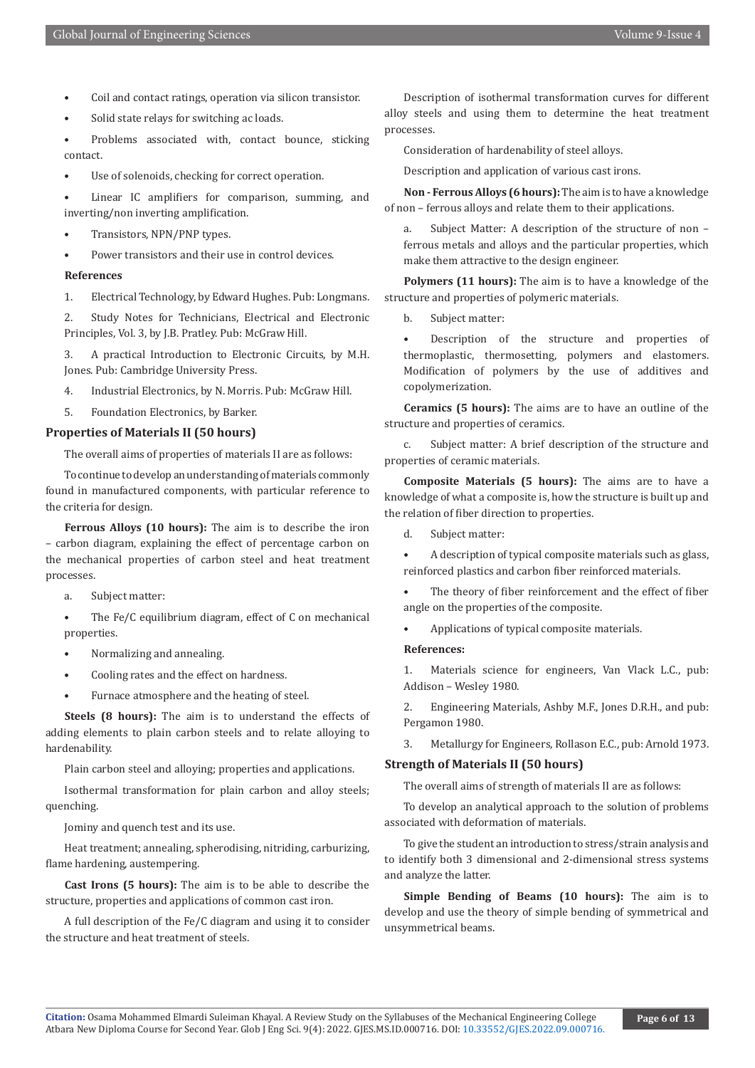- Coil and contact ratings, operation via silicon transistor.
- Solid state relays for switching ac loads.
- Problems associated with, contact bounce, sticking contact.
- Use of solenoids, checking for correct operation.
- Linear IC amplifiers for comparison, summing, and inverting/non inverting amplification.
- Transistors, NPN/PNP types.
- Power transistors and their use in control devices.

**References**

1. Electrical Technology, by Edward Hughes. Pub: Longmans.
2. Study Notes for Technicians, Electrical and Electronic Principles, Vol. 3, by J.B. Pratley. Pub: McGraw Hill.
3. A practical Introduction to Electronic Circuits, by M.H. Jones. Pub: Cambridge University Press.
4. Industrial Electronics, by N. Morris. Pub: McGraw Hill.
5. Foundation Electronics, by Barker.

## Properties of Materials II (50 hours)

The overall aims of properties of materials II are as follows:

To continue to develop an understanding of materials commonly found in manufactured components, with particular reference to the criteria for design.

**Ferrous Alloys (10 hours):** The aim is to describe the iron – carbon diagram, explaining the effect of percentage carbon on the mechanical properties of carbon steel and heat treatment processes.

a. Subject matter:

- The Fe/C equilibrium diagram, effect of C on mechanical properties.
- Normalizing and annealing.
- Cooling rates and the effect on hardness.
- Furnace atmosphere and the heating of steel.

**Steels (8 hours):** The aim is to understand the effects of adding elements to plain carbon steels and to relate alloying to hardenability.

Plain carbon steel and alloying; properties and applications.

Isothermal transformation for plain carbon and alloy steels; quenching.

Jominy and quench test and its use.

Heat treatment; annealing, spherodising, nitriding, carburizing, flame hardening, austempering.

**Cast Irons (5 hours):** The aim is to be able to describe the structure, properties and applications of common cast iron.

A full description of the Fe/C diagram and using it to consider the structure and heat treatment of steels.

Description of isothermal transformation curves for different alloy steels and using them to determine the heat treatment processes.

Consideration of hardenability of steel alloys.

Description and application of various cast irons.

**Non - Ferrous Alloys (6 hours):** The aim is to have a knowledge of non – ferrous alloys and relate them to their applications.

a. Subject Matter: A description of the structure of non – ferrous metals and alloys and the particular properties, which make them attractive to the design engineer.

**Polymers (11 hours):** The aim is to have a knowledge of the structure and properties of polymeric materials.

b. Subject matter:

- Description of the structure and properties of thermoplastic, thermosetting, polymers and elastomers. Modification of polymers by the use of additives and copolymerization.

**Ceramics (5 hours):** The aims are to have an outline of the structure and properties of ceramics.

c. Subject matter: A brief description of the structure and properties of ceramic materials.

**Composite Materials (5 hours):** The aims are to have a knowledge of what a composite is, how the structure is built up and the relation of fiber direction to properties.

d. Subject matter:

- A description of typical composite materials such as glass, reinforced plastics and carbon fiber reinforced materials.
- The theory of fiber reinforcement and the effect of fiber angle on the properties of the composite.
- Applications of typical composite materials.

**References:**

1. Materials science for engineers, Van Vlack L.C., pub: Addison – Wesley 1980.
2. Engineering Materials, Ashby M.F., Jones D.R.H., and pub: Pergamon 1980.
3. Metallurgy for Engineers, Rollason E.C., pub: Arnold 1973.

## Strength of Materials II (50 hours)

The overall aims of strength of materials II are as follows:

To develop an analytical approach to the solution of problems associated with deformation of materials.

To give the student an introduction to stress/strain analysis and to identify both 3 dimensional and 2-dimensional stress systems and analyze the latter.

**Simple Bending of Beams (10 hours):** The aim is to develop and use the theory of simple bending of symmetrical and unsymmetrical beams.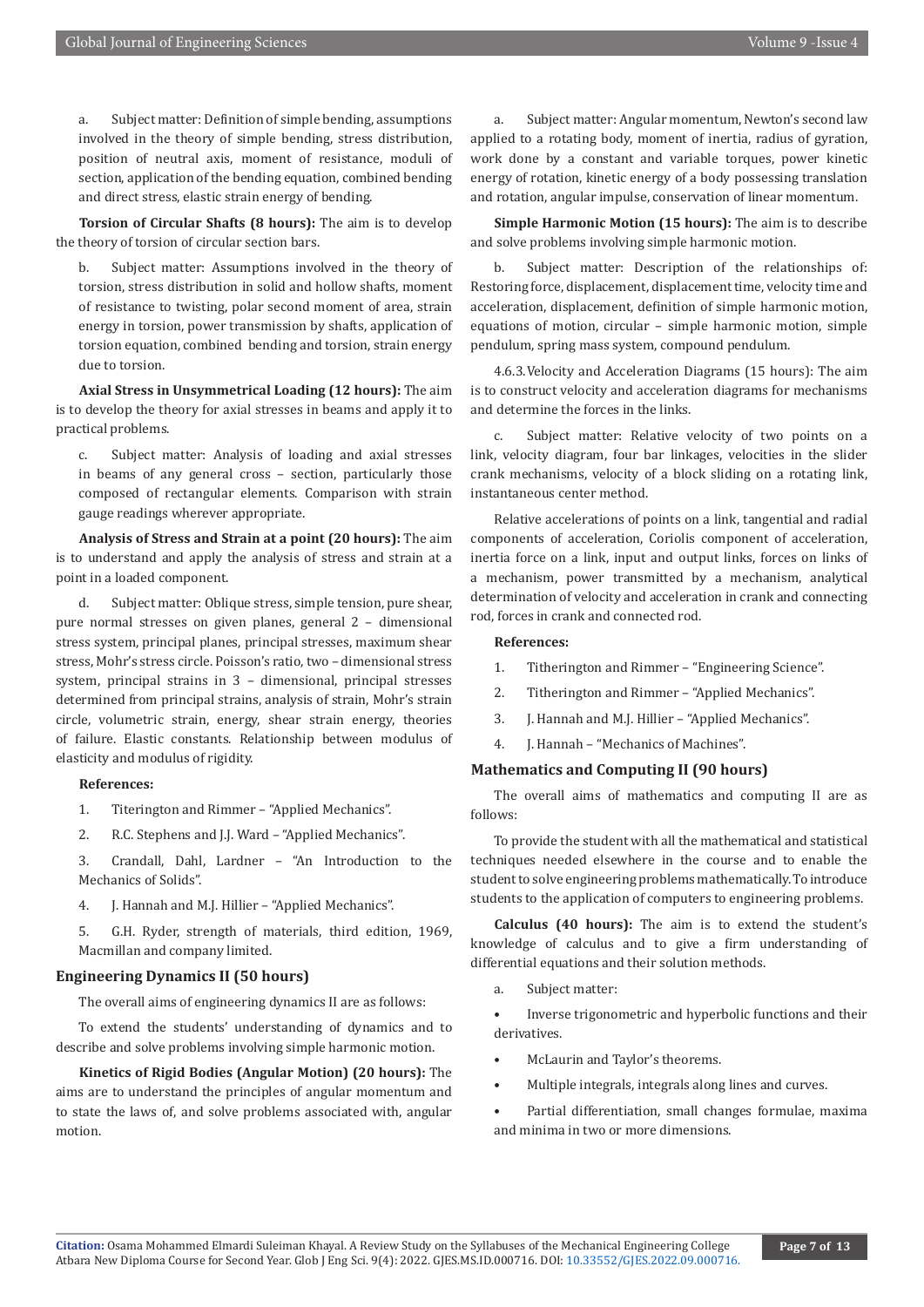a. Subject matter: Definition of simple bending, assumptions involved in the theory of simple bending, stress distribution, position of neutral axis, moment of resistance, moduli of section, application of the bending equation, combined bending and direct stress, elastic strain energy of bending.

**Torsion of Circular Shafts (8 hours):** The aim is to develop the theory of torsion of circular section bars.

b. Subject matter: Assumptions involved in the theory of torsion, stress distribution in solid and hollow shafts, moment of resistance to twisting, polar second moment of area, strain energy in torsion, power transmission by shafts, application of torsion equation, combined bending and torsion, strain energy due to torsion.

**Axial Stress in Unsymmetrical Loading (12 hours):** The aim is to develop the theory for axial stresses in beams and apply it to practical problems.

c. Subject matter: Analysis of loading and axial stresses in beams of any general cross – section, particularly those composed of rectangular elements. Comparison with strain gauge readings wherever appropriate.

**Analysis of Stress and Strain at a point (20 hours):** The aim is to understand and apply the analysis of stress and strain at a point in a loaded component.

d. Subject matter: Oblique stress, simple tension, pure shear, pure normal stresses on given planes, general 2 – dimensional stress system, principal planes, principal stresses, maximum shear stress, Mohr's stress circle. Poisson's ratio, two – dimensional stress system, principal strains in 3 – dimensional, principal stresses determined from principal strains, analysis of strain, Mohr's strain circle, volumetric strain, energy, shear strain energy, theories of failure. Elastic constants. Relationship between modulus of elasticity and modulus of rigidity.

**References:**

1. Titerington and Rimmer – "Applied Mechanics".
2. R.C. Stephens and J.J. Ward – "Applied Mechanics".
3. Crandall, Dahl, Lardner – "An Introduction to the Mechanics of Solids".
4. J. Hannah and M.J. Hillier – "Applied Mechanics".
5. G.H. Ryder, strength of materials, third edition, 1969, Macmillan and company limited.

## Engineering Dynamics II (50 hours)

The overall aims of engineering dynamics II are as follows:

To extend the students' understanding of dynamics and to describe and solve problems involving simple harmonic motion.

**Kinetics of Rigid Bodies (Angular Motion) (20 hours):** The aims are to understand the principles of angular momentum and to state the laws of, and solve problems associated with, angular motion.

a. Subject matter: Angular momentum, Newton's second law applied to a rotating body, moment of inertia, radius of gyration, work done by a constant and variable torques, power kinetic energy of rotation, kinetic energy of a body possessing translation and rotation, angular impulse, conservation of linear momentum.

**Simple Harmonic Motion (15 hours):** The aim is to describe and solve problems involving simple harmonic motion.

b. Subject matter: Description of the relationships of: Restoring force, displacement, displacement time, velocity time and acceleration, displacement, definition of simple harmonic motion, equations of motion, circular – simple harmonic motion, simple pendulum, spring mass system, compound pendulum.

4.6.3. Velocity and Acceleration Diagrams (15 hours): The aim is to construct velocity and acceleration diagrams for mechanisms and determine the forces in the links.

c. Subject matter: Relative velocity of two points on a link, velocity diagram, four bar linkages, velocities in the slider crank mechanisms, velocity of a block sliding on a rotating link, instantaneous center method.

Relative accelerations of points on a link, tangential and radial components of acceleration, Coriolis component of acceleration, inertia force on a link, input and output links, forces on links of a mechanism, power transmitted by a mechanism, analytical determination of velocity and acceleration in crank and connecting rod, forces in crank and connected rod.

**References:**

1. Titherington and Rimmer – "Engineering Science".
2. Titherington and Rimmer – "Applied Mechanics".
3. J. Hannah and M.J. Hillier – "Applied Mechanics".
4. J. Hannah – "Mechanics of Machines".

## Mathematics and Computing II (90 hours)

The overall aims of mathematics and computing II are as follows:

To provide the student with all the mathematical and statistical techniques needed elsewhere in the course and to enable the student to solve engineering problems mathematically. To introduce students to the application of computers to engineering problems.

**Calculus (40 hours):** The aim is to extend the student's knowledge of calculus and to give a firm understanding of differential equations and their solution methods.

a. Subject matter:

- Inverse trigonometric and hyperbolic functions and their derivatives.
- McLaurin and Taylor's theorems.
- Multiple integrals, integrals along lines and curves.
- Partial differentiation, small changes formulae, maxima and minima in two or more dimensions.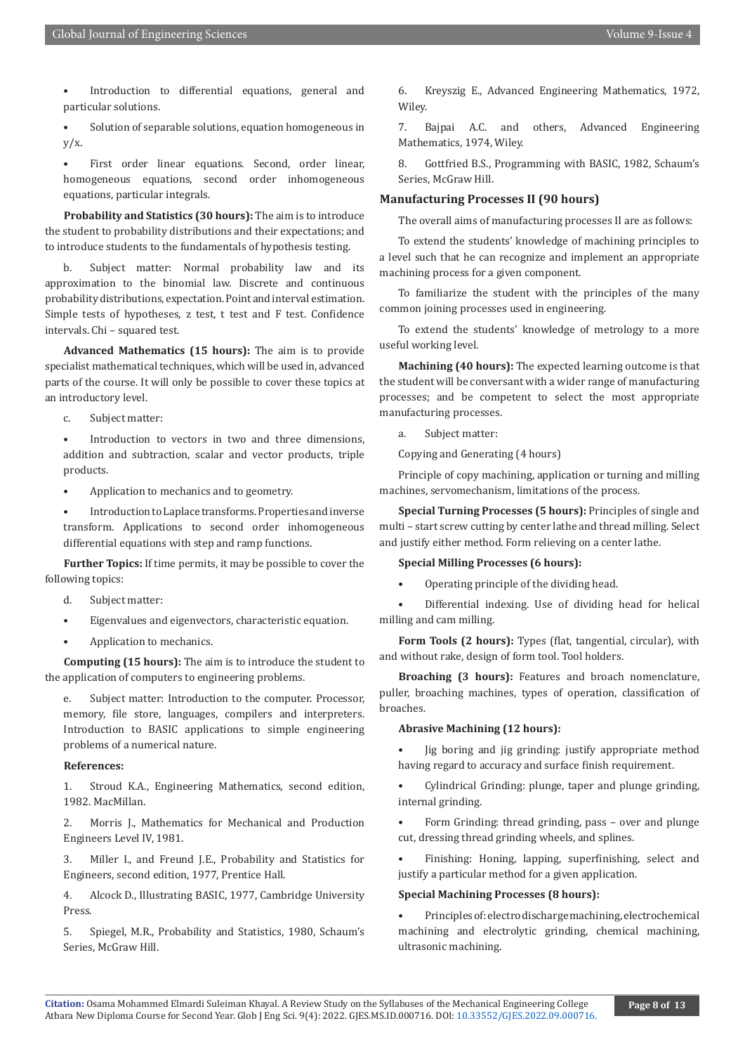- Introduction to differential equations, general and particular solutions.
- Solution of separable solutions, equation homogeneous in y/x.
- First order linear equations. Second, order linear, homogeneous equations, second order inhomogeneous equations, particular integrals.

**Probability and Statistics (30 hours):** The aim is to introduce the student to probability distributions and their expectations; and to introduce students to the fundamentals of hypothesis testing.

b. Subject matter: Normal probability law and its approximation to the binomial law. Discrete and continuous probability distributions, expectation. Point and interval estimation. Simple tests of hypotheses, z test, t test and F test. Confidence intervals. Chi – squared test.

**Advanced Mathematics (15 hours):** The aim is to provide specialist mathematical techniques, which will be used in, advanced parts of the course. It will only be possible to cover these topics at an introductory level.

c. Subject matter:

- Introduction to vectors in two and three dimensions, addition and subtraction, scalar and vector products, triple products.
- Application to mechanics and to geometry.
- Introduction to Laplace transforms. Properties and inverse transform. Applications to second order inhomogeneous differential equations with step and ramp functions.

**Further Topics:** If time permits, it may be possible to cover the following topics:

d. Subject matter:

- Eigenvalues and eigenvectors, characteristic equation.
- Application to mechanics.

**Computing (15 hours):** The aim is to introduce the student to the application of computers to engineering problems.

e. Subject matter: Introduction to the computer. Processor, memory, file store, languages, compilers and interpreters. Introduction to BASIC applications to simple engineering problems of a numerical nature.

**References:**

1. Stroud K.A., Engineering Mathematics, second edition, 1982. MacMillan.
2. Morris J., Mathematics for Mechanical and Production Engineers Level IV, 1981.
3. Miller I., and Freund J.E., Probability and Statistics for Engineers, second edition, 1977, Prentice Hall.
4. Alcock D., Illustrating BASIC, 1977, Cambridge University Press.
5. Spiegel, M.R., Probability and Statistics, 1980, Schaum's Series, McGraw Hill.
6. Kreyszig E., Advanced Engineering Mathematics, 1972, Wiley.
7. Bajpai A.C. and others, Advanced Engineering Mathematics, 1974, Wiley.
8. Gottfried B.S., Programming with BASIC, 1982, Schaum's Series, McGraw Hill.

## Manufacturing Processes II (90 hours)

The overall aims of manufacturing processes II are as follows:

To extend the students' knowledge of machining principles to a level such that he can recognize and implement an appropriate machining process for a given component.

To familiarize the student with the principles of the many common joining processes used in engineering.

To extend the students' knowledge of metrology to a more useful working level.

**Machining (40 hours):** The expected learning outcome is that the student will be conversant with a wider range of manufacturing processes; and be competent to select the most appropriate manufacturing processes.

a. Subject matter:

Copying and Generating (4 hours)

Principle of copy machining, application or turning and milling machines, servomechanism, limitations of the process.

**Special Turning Processes (5 hours):** Principles of single and multi – start screw cutting by center lathe and thread milling. Select and justify either method. Form relieving on a center lathe.

**Special Milling Processes (6 hours):**

- Operating principle of the dividing head.
- Differential indexing. Use of dividing head for helical milling and cam milling.

**Form Tools (2 hours):** Types (flat, tangential, circular), with and without rake, design of form tool. Tool holders.

**Broaching (3 hours):** Features and broach nomenclature, puller, broaching machines, types of operation, classification of broaches.

**Abrasive Machining (12 hours):**

- Jig boring and jig grinding: justify appropriate method having regard to accuracy and surface finish requirement.
- Cylindrical Grinding: plunge, taper and plunge grinding, internal grinding.
- Form Grinding: thread grinding, pass – over and plunge cut, dressing thread grinding wheels, and splines.
- Finishing: Honing, lapping, superfinishing, select and justify a particular method for a given application.

**Special Machining Processes (8 hours):**

- Principles of: electro discharge machining, electrochemical machining and electrolytic grinding, chemical machining, ultrasonic machining.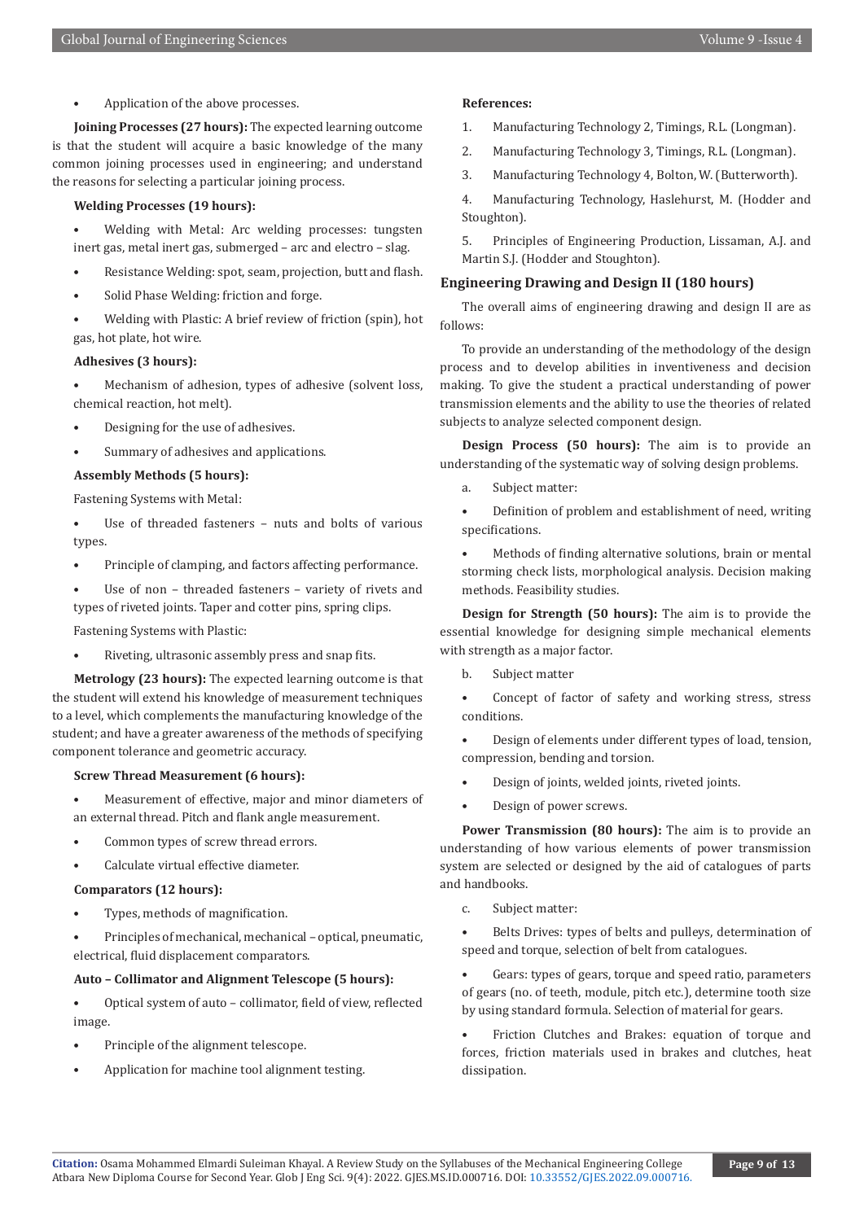- Application of the above processes.

**Joining Processes (27 hours):** The expected learning outcome is that the student will acquire a basic knowledge of the many common joining processes used in engineering; and understand the reasons for selecting a particular joining process.

**Welding Processes (19 hours):**

- Welding with Metal: Arc welding processes: tungsten inert gas, metal inert gas, submerged – arc and electro – slag.
- Resistance Welding: spot, seam, projection, butt and flash.
- Solid Phase Welding: friction and forge.
- Welding with Plastic: A brief review of friction (spin), hot gas, hot plate, hot wire.

**Adhesives (3 hours):**

- Mechanism of adhesion, types of adhesive (solvent loss, chemical reaction, hot melt).
- Designing for the use of adhesives.
- Summary of adhesives and applications.

**Assembly Methods (5 hours):**

Fastening Systems with Metal:

- Use of threaded fasteners – nuts and bolts of various types.
- Principle of clamping, and factors affecting performance.
- Use of non – threaded fasteners – variety of rivets and types of riveted joints. Taper and cotter pins, spring clips.

Fastening Systems with Plastic:

- Riveting, ultrasonic assembly press and snap fits.

**Metrology (23 hours):** The expected learning outcome is that the student will extend his knowledge of measurement techniques to a level, which complements the manufacturing knowledge of the student; and have a greater awareness of the methods of specifying component tolerance and geometric accuracy.

**Screw Thread Measurement (6 hours):**

- Measurement of effective, major and minor diameters of an external thread. Pitch and flank angle measurement.
- Common types of screw thread errors.
- Calculate virtual effective diameter.

**Comparators (12 hours):**

- Types, methods of magnification.
- Principles of mechanical, mechanical – optical, pneumatic, electrical, fluid displacement comparators.

**Auto – Collimator and Alignment Telescope (5 hours):**

- Optical system of auto – collimator, field of view, reflected image.
- Principle of the alignment telescope.
- Application for machine tool alignment testing.

**References:**

1. Manufacturing Technology 2, Timings, R.L. (Longman).
2. Manufacturing Technology 3, Timings, R.L. (Longman).
3. Manufacturing Technology 4, Bolton, W. (Butterworth).
4. Manufacturing Technology, Haslehurst, M. (Hodder and Stoughton).
5. Principles of Engineering Production, Lissaman, A.J. and Martin S.J. (Hodder and Stoughton).

## Engineering Drawing and Design II (180 hours)

The overall aims of engineering drawing and design II are as follows:

To provide an understanding of the methodology of the design process and to develop abilities in inventiveness and decision making. To give the student a practical understanding of power transmission elements and the ability to use the theories of related subjects to analyze selected component design.

**Design Process (50 hours):** The aim is to provide an understanding of the systematic way of solving design problems.

a. Subject matter:

- Definition of problem and establishment of need, writing specifications.
- Methods of finding alternative solutions, brain or mental storming check lists, morphological analysis. Decision making methods. Feasibility studies.

**Design for Strength (50 hours):** The aim is to provide the essential knowledge for designing simple mechanical elements with strength as a major factor.

b. Subject matter

- Concept of factor of safety and working stress, stress conditions.
- Design of elements under different types of load, tension, compression, bending and torsion.
- Design of joints, welded joints, riveted joints.
- Design of power screws.

**Power Transmission (80 hours):** The aim is to provide an understanding of how various elements of power transmission system are selected or designed by the aid of catalogues of parts and handbooks.

c. Subject matter:

- Belts Drives: types of belts and pulleys, determination of speed and torque, selection of belt from catalogues.
- Gears: types of gears, torque and speed ratio, parameters of gears (no. of teeth, module, pitch etc.), determine tooth size by using standard formula. Selection of material for gears.
- Friction Clutches and Brakes: equation of torque and forces, friction materials used in brakes and clutches, heat dissipation.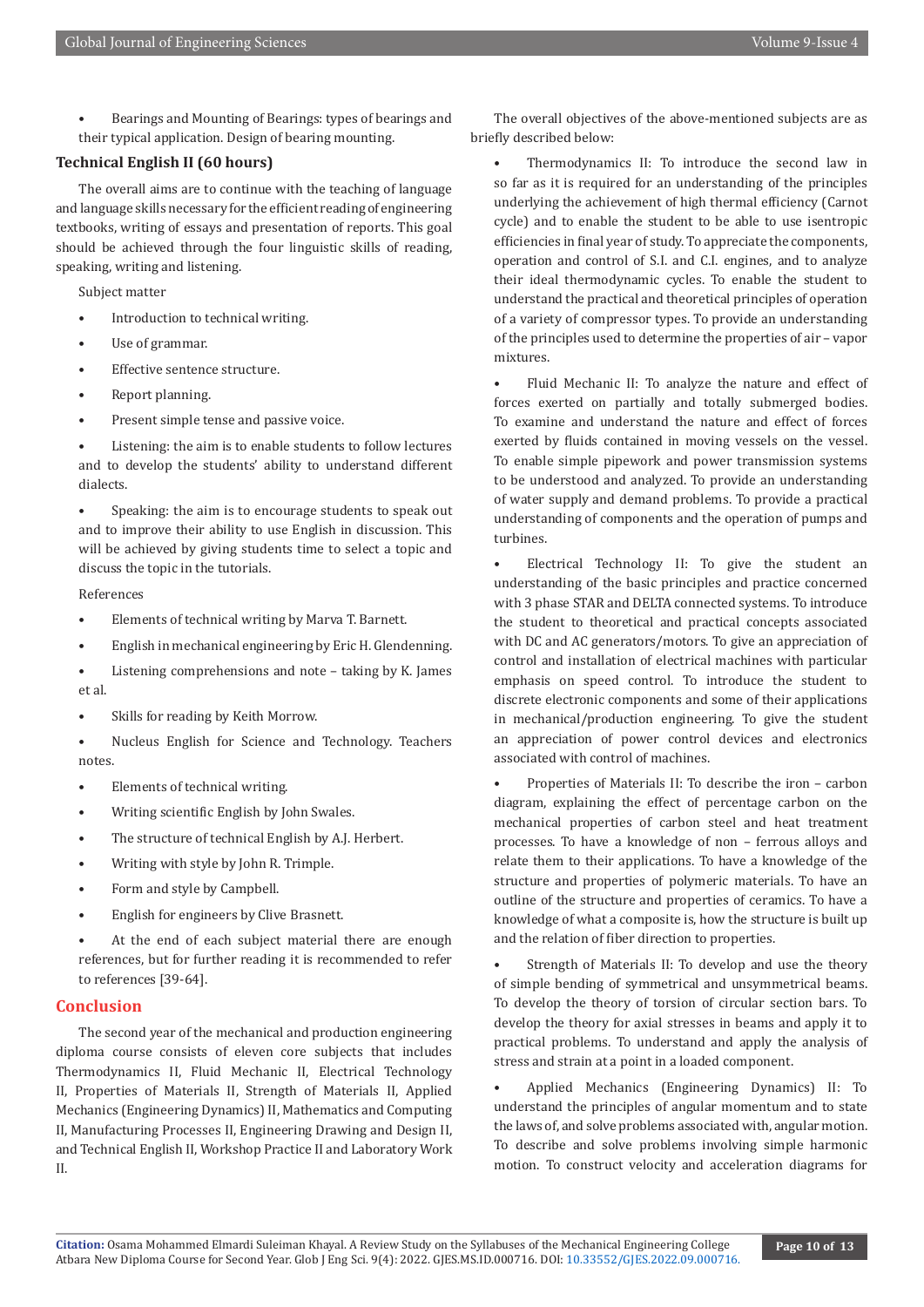- Bearings and Mounting of Bearings: types of bearings and their typical application. Design of bearing mounting.

### Technical English II (60 hours)

The overall aims are to continue with the teaching of language and language skills necessary for the efficient reading of engineering textbooks, writing of essays and presentation of reports. This goal should be achieved through the four linguistic skills of reading, speaking, writing and listening.

Subject matter

- Introduction to technical writing.
- Use of grammar.
- Effective sentence structure.
- Report planning.
- Present simple tense and passive voice.
- Listening: the aim is to enable students to follow lectures and to develop the students' ability to understand different dialects.
- Speaking: the aim is to encourage students to speak out and to improve their ability to use English in discussion. This will be achieved by giving students time to select a topic and discuss the topic in the tutorials.

References

- Elements of technical writing by Marva T. Barnett.
- English in mechanical engineering by Eric H. Glendenning.
- Listening comprehensions and note – taking by K. James et al.
- Skills for reading by Keith Morrow.
- Nucleus English for Science and Technology. Teachers notes.
- Elements of technical writing.
- Writing scientific English by John Swales.
- The structure of technical English by A.J. Herbert.
- Writing with style by John R. Trimple.
- Form and style by Campbell.
- English for engineers by Clive Brasnett.
- At the end of each subject material there are enough references, but for further reading it is recommended to refer to references [39-64].

## Conclusion

The second year of the mechanical and production engineering diploma course consists of eleven core subjects that includes Thermodynamics II, Fluid Mechanic II, Electrical Technology II, Properties of Materials II, Strength of Materials II, Applied Mechanics (Engineering Dynamics) II, Mathematics and Computing II, Manufacturing Processes II, Engineering Drawing and Design II, and Technical English II, Workshop Practice II and Laboratory Work II.

The overall objectives of the above-mentioned subjects are as briefly described below:

- Thermodynamics II: To introduce the second law in so far as it is required for an understanding of the principles underlying the achievement of high thermal efficiency (Carnot cycle) and to enable the student to be able to use isentropic efficiencies in final year of study. To appreciate the components, operation and control of S.I. and C.I. engines, and to analyze their ideal thermodynamic cycles. To enable the student to understand the practical and theoretical principles of operation of a variety of compressor types. To provide an understanding of the principles used to determine the properties of air – vapor mixtures.
- Fluid Mechanic II: To analyze the nature and effect of forces exerted on partially and totally submerged bodies. To examine and understand the nature and effect of forces exerted by fluids contained in moving vessels on the vessel. To enable simple pipework and power transmission systems to be understood and analyzed. To provide an understanding of water supply and demand problems. To provide a practical understanding of components and the operation of pumps and turbines.
- Electrical Technology II: To give the student an understanding of the basic principles and practice concerned with 3 phase STAR and DELTA connected systems. To introduce the student to theoretical and practical concepts associated with DC and AC generators/motors. To give an appreciation of control and installation of electrical machines with particular emphasis on speed control. To introduce the student to discrete electronic components and some of their applications in mechanical/production engineering. To give the student an appreciation of power control devices and electronics associated with control of machines.
- Properties of Materials II: To describe the iron – carbon diagram, explaining the effect of percentage carbon on the mechanical properties of carbon steel and heat treatment processes. To have a knowledge of non – ferrous alloys and relate them to their applications. To have a knowledge of the structure and properties of polymeric materials. To have an outline of the structure and properties of ceramics. To have a knowledge of what a composite is, how the structure is built up and the relation of fiber direction to properties.
- Strength of Materials II: To develop and use the theory of simple bending of symmetrical and unsymmetrical beams. To develop the theory of torsion of circular section bars. To develop the theory for axial stresses in beams and apply it to practical problems. To understand and apply the analysis of stress and strain at a point in a loaded component.
- Applied Mechanics (Engineering Dynamics) II: To understand the principles of angular momentum and to state the laws of, and solve problems associated with, angular motion. To describe and solve problems involving simple harmonic motion. To construct velocity and acceleration diagrams for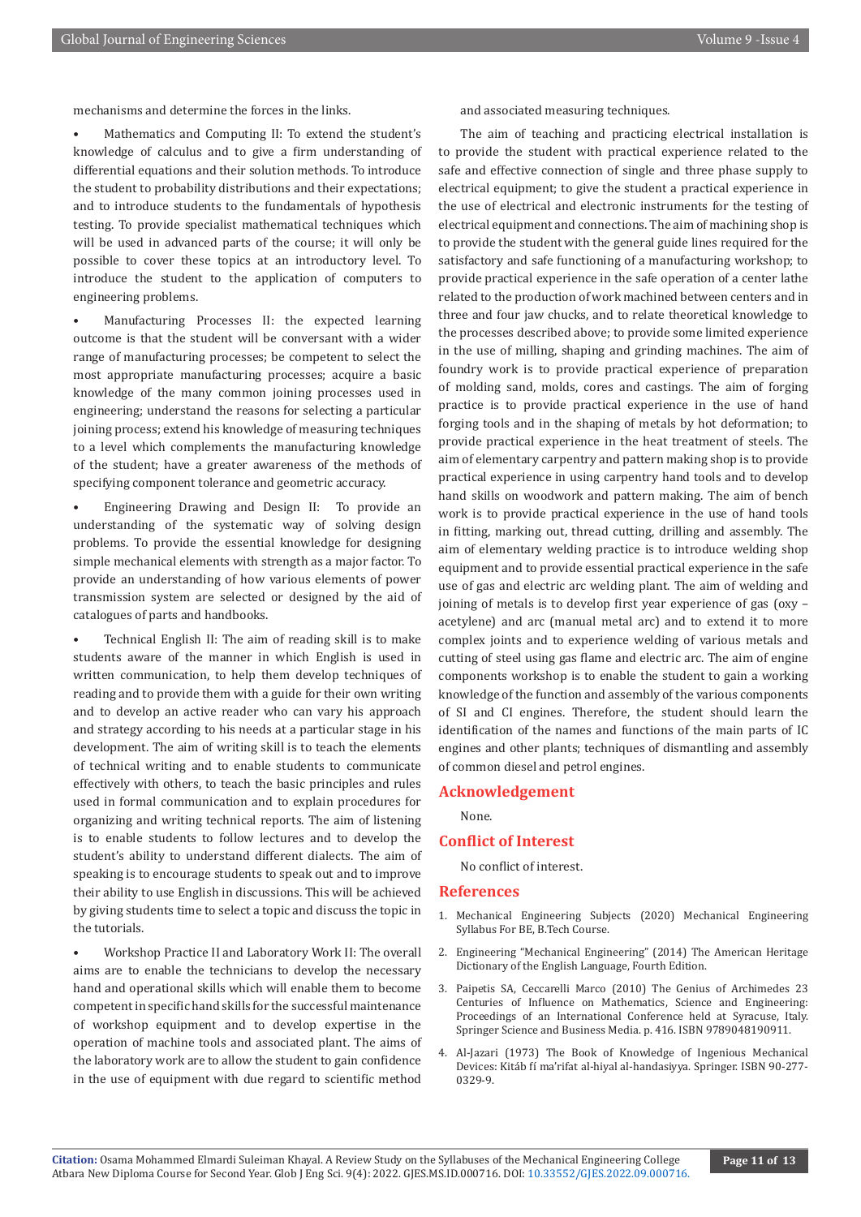mechanisms and determine the forces in the links.

- Mathematics and Computing II: To extend the student's knowledge of calculus and to give a firm understanding of differential equations and their solution methods. To introduce the student to probability distributions and their expectations; and to introduce students to the fundamentals of hypothesis testing. To provide specialist mathematical techniques which will be used in advanced parts of the course; it will only be possible to cover these topics at an introductory level. To introduce the student to the application of computers to engineering problems.

- Manufacturing Processes II: the expected learning outcome is that the student will be conversant with a wider range of manufacturing processes; be competent to select the most appropriate manufacturing processes; acquire a basic knowledge of the many common joining processes used in engineering; understand the reasons for selecting a particular joining process; extend his knowledge of measuring techniques to a level which complements the manufacturing knowledge of the student; have a greater awareness of the methods of specifying component tolerance and geometric accuracy.

- Engineering Drawing and Design II: To provide an understanding of the systematic way of solving design problems. To provide the essential knowledge for designing simple mechanical elements with strength as a major factor. To provide an understanding of how various elements of power transmission system are selected or designed by the aid of catalogues of parts and handbooks.

- Technical English II: The aim of reading skill is to make students aware of the manner in which English is used in written communication, to help them develop techniques of reading and to provide them with a guide for their own writing and to develop an active reader who can vary his approach and strategy according to his needs at a particular stage in his development. The aim of writing skill is to teach the elements of technical writing and to enable students to communicate effectively with others, to teach the basic principles and rules used in formal communication and to explain procedures for organizing and writing technical reports. The aim of listening is to enable students to follow lectures and to develop the student's ability to understand different dialects. The aim of speaking is to encourage students to speak out and to improve their ability to use English in discussions. This will be achieved by giving students time to select a topic and discuss the topic in the tutorials.

- Workshop Practice II and Laboratory Work II: The overall aims are to enable the technicians to develop the necessary hand and operational skills which will enable them to become competent in specific hand skills for the successful maintenance of workshop equipment and to develop expertise in the operation of machine tools and associated plant. The aims of the laboratory work are to allow the student to gain confidence in the use of equipment with due regard to scientific method and associated measuring techniques.

The aim of teaching and practicing electrical installation is to provide the student with practical experience related to the safe and effective connection of single and three phase supply to electrical equipment; to give the student a practical experience in the use of electrical and electronic instruments for the testing of electrical equipment and connections. The aim of machining shop is to provide the student with the general guide lines required for the satisfactory and safe functioning of a manufacturing workshop; to provide practical experience in the safe operation of a center lathe related to the production of work machined between centers and in three and four jaw chucks, and to relate theoretical knowledge to the processes described above; to provide some limited experience in the use of milling, shaping and grinding machines. The aim of foundry work is to provide practical experience of preparation of molding sand, molds, cores and castings. The aim of forging practice is to provide practical experience in the use of hand forging tools and in the shaping of metals by hot deformation; to provide practical experience in the heat treatment of steels. The aim of elementary carpentry and pattern making shop is to provide practical experience in using carpentry hand tools and to develop hand skills on woodwork and pattern making. The aim of bench work is to provide practical experience in the use of hand tools in fitting, marking out, thread cutting, drilling and assembly. The aim of elementary welding practice is to introduce welding shop equipment and to provide essential practical experience in the safe use of gas and electric arc welding plant. The aim of welding and joining of metals is to develop first year experience of gas (oxy – acetylene) and arc (manual metal arc) and to extend it to more complex joints and to experience welding of various metals and cutting of steel using gas flame and electric arc. The aim of engine components workshop is to enable the student to gain a working knowledge of the function and assembly of the various components of SI and CI engines. Therefore, the student should learn the identification of the names and functions of the main parts of IC engines and other plants; techniques of dismantling and assembly of common diesel and petrol engines.

## Acknowledgement

None.

## Conflict of Interest

No conflict of interest.

## References

1. Mechanical Engineering Subjects (2020) Mechanical Engineering Syllabus For BE, B.Tech Course.
2. Engineering "Mechanical Engineering" (2014) The American Heritage Dictionary of the English Language, Fourth Edition.
3. Paipetis SA, Ceccarelli Marco (2010) The Genius of Archimedes 23 Centuries of Influence on Mathematics, Science and Engineering: Proceedings of an International Conference held at Syracuse, Italy. Springer Science and Business Media. p. 416. ISBN 9789048190911.
4. Al-Jazari (1973) The Book of Knowledge of Ingenious Mechanical Devices: Kitáb fí ma'rifat al-hiyal al-handasiyya. Springer. ISBN 90-277-0329-9.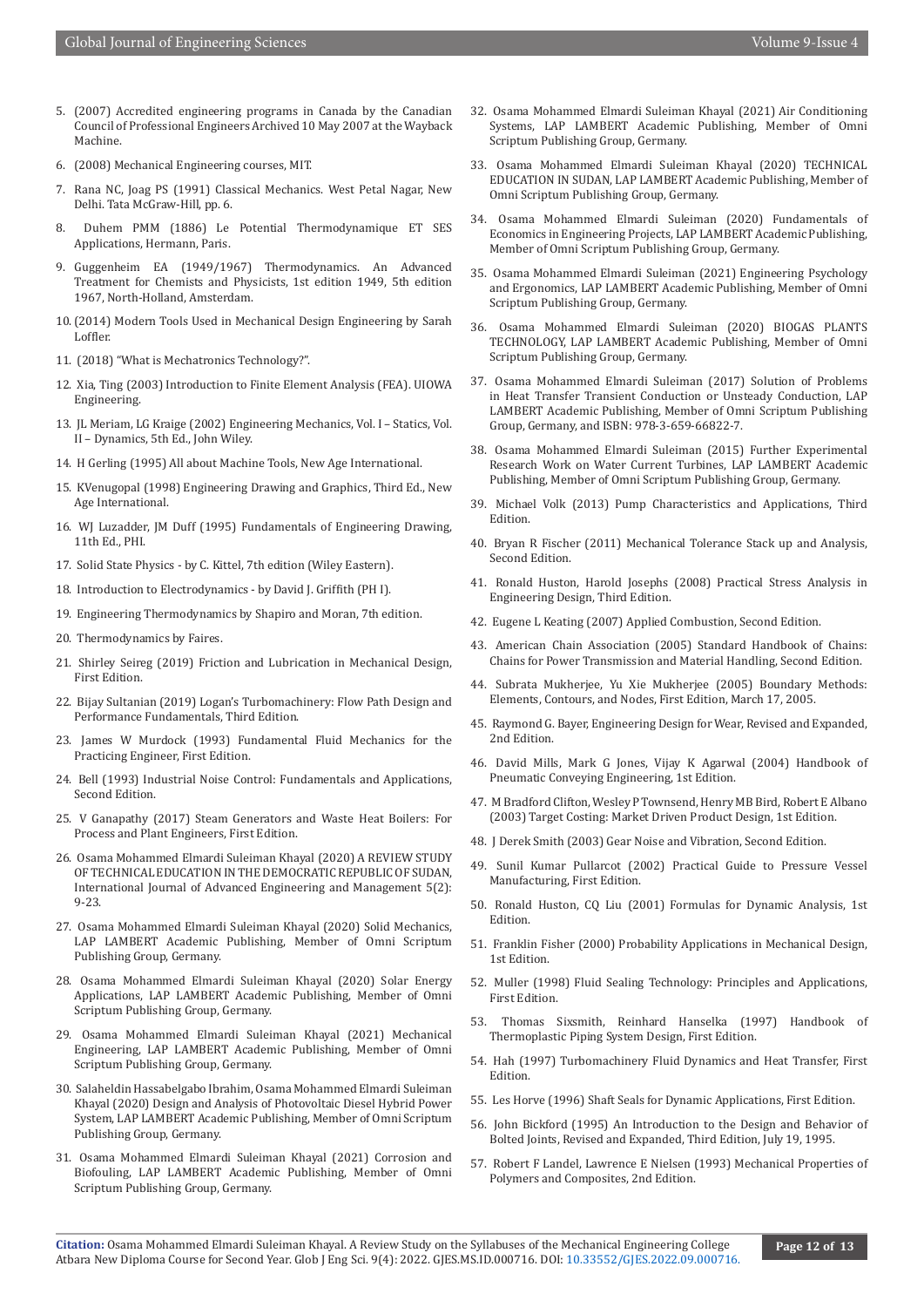5. (2007) Accredited engineering programs in Canada by the Canadian Council of Professional Engineers Archived 10 May 2007 at the Wayback Machine.

6. (2008) Mechanical Engineering courses, MIT.

7. Rana NC, Joag PS (1991) Classical Mechanics. West Petal Nagar, New Delhi. Tata McGraw-Hill, pp. 6.

8. Duhem PMM (1886) Le Potential Thermodynamique ET SES Applications, Hermann, Paris.

9. Guggenheim EA (1949/1967) Thermodynamics. An Advanced Treatment for Chemists and Physicists, 1st edition 1949, 5th edition 1967, North-Holland, Amsterdam.

10. (2014) Modern Tools Used in Mechanical Design Engineering by Sarah Loffler.

11. (2018) "What is Mechatronics Technology?".

12. Xia, Ting (2003) Introduction to Finite Element Analysis (FEA). UIOWA Engineering.

13. JL Meriam, LG Kraige (2002) Engineering Mechanics, Vol. I – Statics, Vol. II – Dynamics, 5th Ed., John Wiley.

14. H Gerling (1995) All about Machine Tools, New Age International.

15. KVenugopal (1998) Engineering Drawing and Graphics, Third Ed., New Age International.

16. WJ Luzadder, JM Duff (1995) Fundamentals of Engineering Drawing, 11th Ed., PHI.

17. Solid State Physics - by C. Kittel, 7th edition (Wiley Eastern).

18. Introduction to Electrodynamics - by David J. Griffith (PH I).

19. Engineering Thermodynamics by Shapiro and Moran, 7th edition.

20. Thermodynamics by Faires.

21. Shirley Seireg (2019) Friction and Lubrication in Mechanical Design, First Edition.

22. Bijay Sultanian (2019) Logan's Turbomachinery: Flow Path Design and Performance Fundamentals, Third Edition.

23. James W Murdock (1993) Fundamental Fluid Mechanics for the Practicing Engineer, First Edition.

24. Bell (1993) Industrial Noise Control: Fundamentals and Applications, Second Edition.

25. V Ganapathy (2017) Steam Generators and Waste Heat Boilers: For Process and Plant Engineers, First Edition.

26. Osama Mohammed Elmardi Suleiman Khayal (2020) A REVIEW STUDY OF TECHNICAL EDUCATION IN THE DEMOCRATIC REPUBLIC OF SUDAN, International Journal of Advanced Engineering and Management 5(2): 9-23.

27. Osama Mohammed Elmardi Suleiman Khayal (2020) Solid Mechanics, LAP LAMBERT Academic Publishing, Member of Omni Scriptum Publishing Group, Germany.

28. Osama Mohammed Elmardi Suleiman Khayal (2020) Solar Energy Applications, LAP LAMBERT Academic Publishing, Member of Omni Scriptum Publishing Group, Germany.

29. Osama Mohammed Elmardi Suleiman Khayal (2021) Mechanical Engineering, LAP LAMBERT Academic Publishing, Member of Omni Scriptum Publishing Group, Germany.

30. Salaheldin Hassabelgabo Ibrahim, Osama Mohammed Elmardi Suleiman Khayal (2020) Design and Analysis of Photovoltaic Diesel Hybrid Power System, LAP LAMBERT Academic Publishing, Member of Omni Scriptum Publishing Group, Germany.

31. Osama Mohammed Elmardi Suleiman Khayal (2021) Corrosion and Biofouling, LAP LAMBERT Academic Publishing, Member of Omni Scriptum Publishing Group, Germany.

32. Osama Mohammed Elmardi Suleiman Khayal (2021) Air Conditioning Systems, LAP LAMBERT Academic Publishing, Member of Omni Scriptum Publishing Group, Germany.

33. Osama Mohammed Elmardi Suleiman Khayal (2020) TECHNICAL EDUCATION IN SUDAN, LAP LAMBERT Academic Publishing, Member of Omni Scriptum Publishing Group, Germany.

34. Osama Mohammed Elmardi Suleiman (2020) Fundamentals of Economics in Engineering Projects, LAP LAMBERT Academic Publishing, Member of Omni Scriptum Publishing Group, Germany.

35. Osama Mohammed Elmardi Suleiman (2021) Engineering Psychology and Ergonomics, LAP LAMBERT Academic Publishing, Member of Omni Scriptum Publishing Group, Germany.

36. Osama Mohammed Elmardi Suleiman (2020) BIOGAS PLANTS TECHNOLOGY, LAP LAMBERT Academic Publishing, Member of Omni Scriptum Publishing Group, Germany.

37. Osama Mohammed Elmardi Suleiman (2017) Solution of Problems in Heat Transfer Transient Conduction or Unsteady Conduction, LAP LAMBERT Academic Publishing, Member of Omni Scriptum Publishing Group, Germany, and ISBN: 978-3-659-66822-7.

38. Osama Mohammed Elmardi Suleiman (2015) Further Experimental Research Work on Water Current Turbines, LAP LAMBERT Academic Publishing, Member of Omni Scriptum Publishing Group, Germany.

39. Michael Volk (2013) Pump Characteristics and Applications, Third Edition.

40. Bryan R Fischer (2011) Mechanical Tolerance Stack up and Analysis, Second Edition.

41. Ronald Huston, Harold Josephs (2008) Practical Stress Analysis in Engineering Design, Third Edition.

42. Eugene L Keating (2007) Applied Combustion, Second Edition.

43. American Chain Association (2005) Standard Handbook of Chains: Chains for Power Transmission and Material Handling, Second Edition.

44. Subrata Mukherjee, Yu Xie Mukherjee (2005) Boundary Methods: Elements, Contours, and Nodes, First Edition, March 17, 2005.

45. Raymond G. Bayer, Engineering Design for Wear, Revised and Expanded, 2nd Edition.

46. David Mills, Mark G Jones, Vijay K Agarwal (2004) Handbook of Pneumatic Conveying Engineering, 1st Edition.

47. M Bradford Clifton, Wesley P Townsend, Henry MB Bird, Robert E Albano (2003) Target Costing: Market Driven Product Design, 1st Edition.

48. J Derek Smith (2003) Gear Noise and Vibration, Second Edition.

49. Sunil Kumar Pullarcot (2002) Practical Guide to Pressure Vessel Manufacturing, First Edition.

50. Ronald Huston, CQ Liu (2001) Formulas for Dynamic Analysis, 1st Edition.

51. Franklin Fisher (2000) Probability Applications in Mechanical Design, 1st Edition.

52. Muller (1998) Fluid Sealing Technology: Principles and Applications, First Edition.

53. Thomas Sixsmith, Reinhard Hanselka (1997) Handbook of Thermoplastic Piping System Design, First Edition.

54. Hah (1997) Turbomachinery Fluid Dynamics and Heat Transfer, First Edition.

55. Les Horve (1996) Shaft Seals for Dynamic Applications, First Edition.

56. John Bickford (1995) An Introduction to the Design and Behavior of Bolted Joints, Revised and Expanded, Third Edition, July 19, 1995.

57. Robert F Landel, Lawrence E Nielsen (1993) Mechanical Properties of Polymers and Composites, 2nd Edition.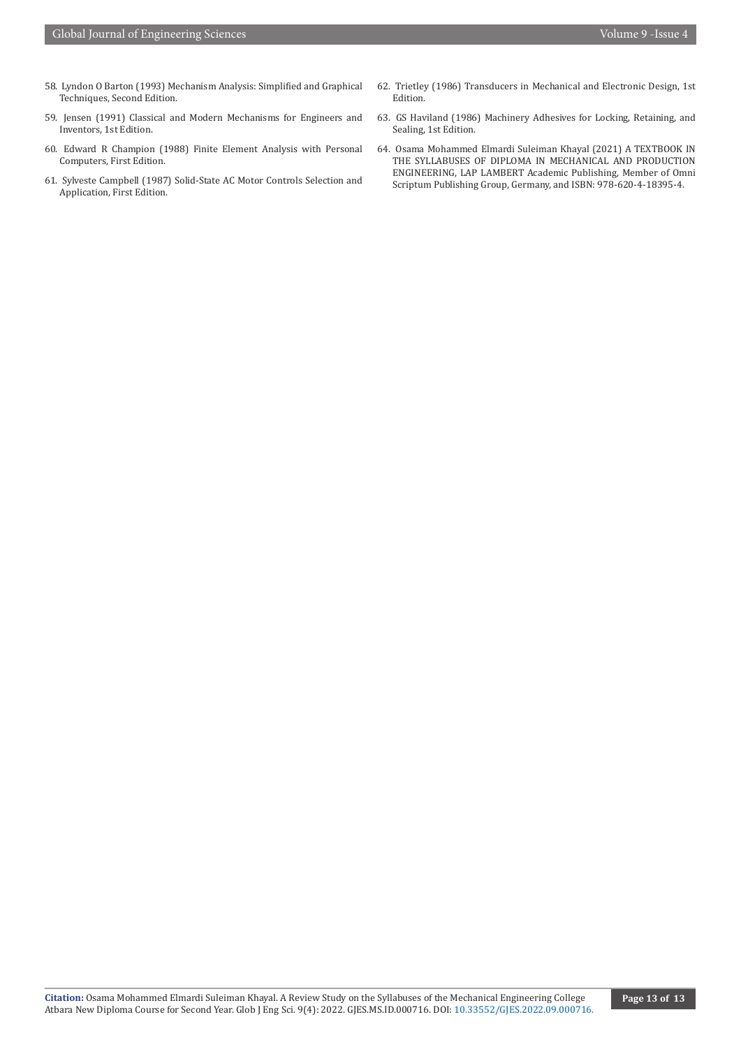58. Lyndon O Barton (1993) Mechanism Analysis: Simplified and Graphical Techniques, Second Edition.

59. Jensen (1991) Classical and Modern Mechanisms for Engineers and Inventors, 1st Edition.

60. Edward R Champion (1988) Finite Element Analysis with Personal Computers, First Edition.

61. Sylveste Campbell (1987) Solid-State AC Motor Controls Selection and Application, First Edition.

62. Trietley (1986) Transducers in Mechanical and Electronic Design, 1st Edition.

63. GS Haviland (1986) Machinery Adhesives for Locking, Retaining, and Sealing, 1st Edition.

64. Osama Mohammed Elmardi Suleiman Khayal (2021) A TEXTBOOK IN THE SYLLABUSES OF DIPLOMA IN MECHANICAL AND PRODUCTION ENGINEERING, LAP LAMBERT Academic Publishing, Member of Omni Scriptum Publishing Group, Germany, and ISBN: 978-620-4-18395-4.